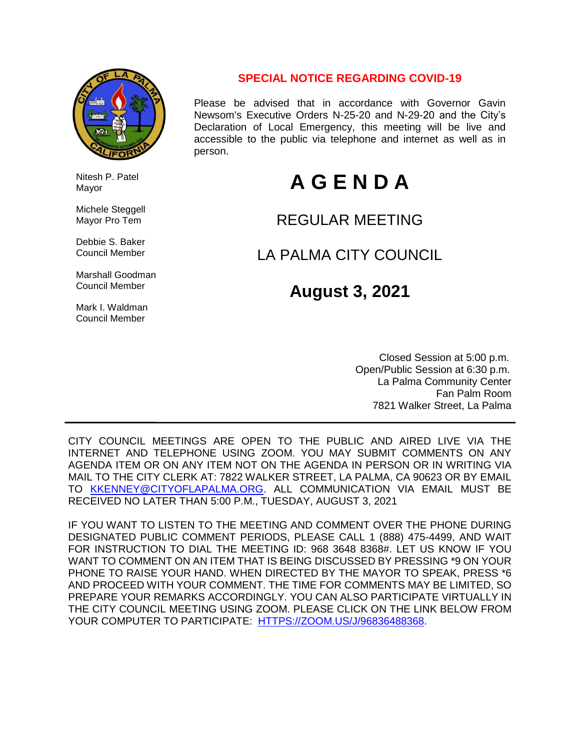**SPECIAL NOTICE REGARDING COVID-19**

Please be advised that in accordance with Governor Gavin Newsom's Executive Orders N-25-20 and N-29-20 and the City's Declaration of Local Emergency, this meeting will be live and accessible to the public via telephone and internet as well as in person.

Nitesh P. Patel
Mayor

Michele Steggell
Mayor Pro Tem

Debbie S. Baker
Council Member

Marshall Goodman
Council Member

Mark I. Waldman
Council Member

# A G E N D A

## REGULAR MEETING

## LA PALMA CITY COUNCIL

## August 3, 2021

Closed Session at 5:00 p.m.
Open/Public Session at 6:30 p.m.
La Palma Community Center
Fan Palm Room
7821 Walker Street, La Palma

---

CITY COUNCIL MEETINGS ARE OPEN TO THE PUBLIC AND AIRED LIVE VIA THE INTERNET AND TELEPHONE USING ZOOM. YOU MAY SUBMIT COMMENTS ON ANY AGENDA ITEM OR ON ANY ITEM NOT ON THE AGENDA IN PERSON OR IN WRITING VIA MAIL TO THE CITY CLERK AT: 7822 WALKER STREET, LA PALMA, CA 90623 OR BY EMAIL TO [KKENNEY@CITYOFLAPALMA.ORG](mailto:KKENNEY@CITYOFLAPALMA.ORG). ALL COMMUNICATION VIA EMAIL MUST BE RECEIVED NO LATER THAN 5:00 P.M., TUESDAY, AUGUST 3, 2021

IF YOU WANT TO LISTEN TO THE MEETING AND COMMENT OVER THE PHONE DURING DESIGNATED PUBLIC COMMENT PERIODS, PLEASE CALL 1 (888) 475-4499, AND WAIT FOR INSTRUCTION TO DIAL THE MEETING ID: 968 3648 8368#. LET US KNOW IF YOU WANT TO COMMENT ON AN ITEM THAT IS BEING DISCUSSED BY PRESSING *9 ON YOUR PHONE TO RAISE YOUR HAND. WHEN DIRECTED BY THE MAYOR TO SPEAK, PRESS *6 AND PROCEED WITH YOUR COMMENT. THE TIME FOR COMMENTS MAY BE LIMITED, SO PREPARE YOUR REMARKS ACCORDINGLY. YOU CAN ALSO PARTICIPATE VIRTUALLY IN THE CITY COUNCIL MEETING USING ZOOM. PLEASE CLICK ON THE LINK BELOW FROM YOUR COMPUTER TO PARTICIPATE: [HTTPS://ZOOM.US/J/96836488368](https://zoom.us/j/96836488368).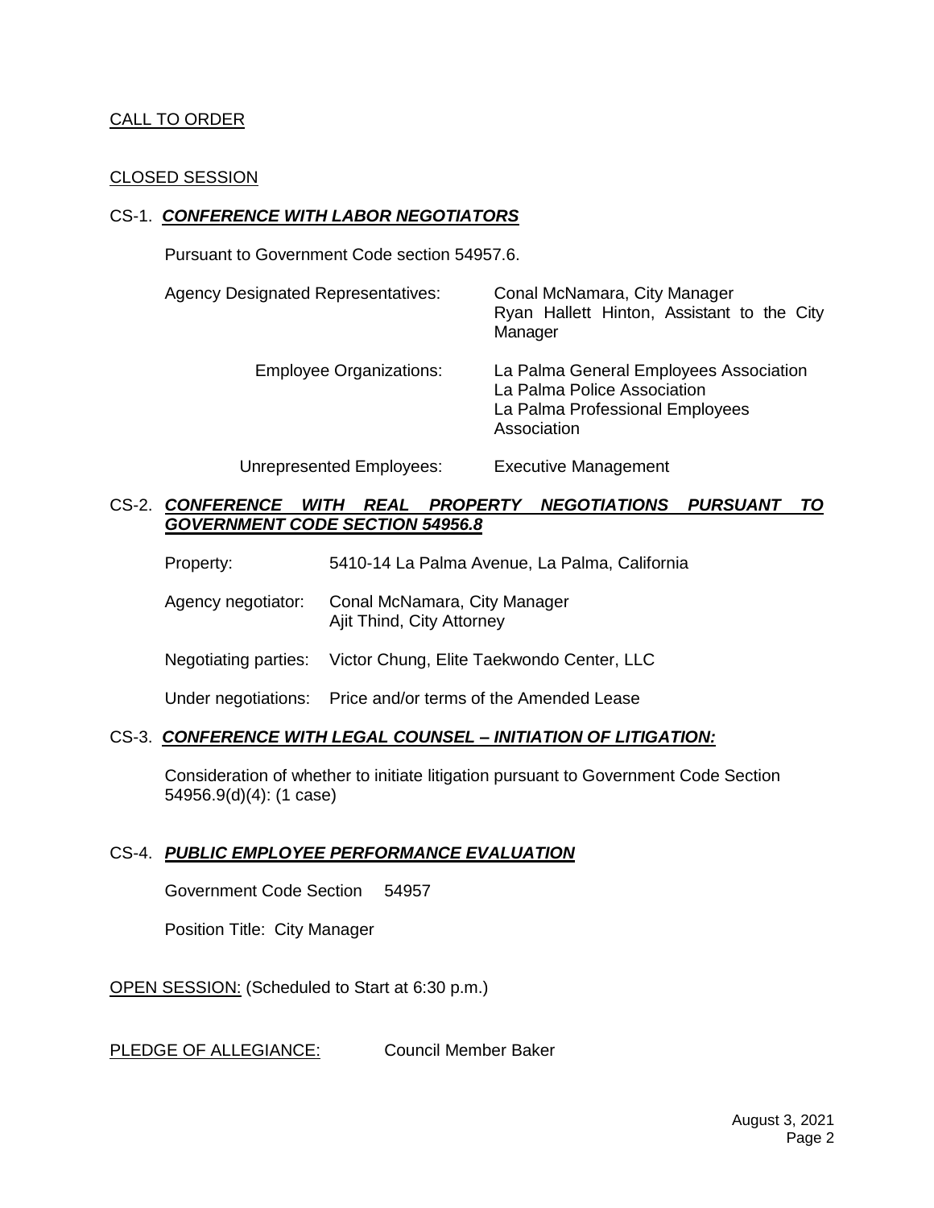CALL TO ORDER

CLOSED SESSION

CS-1. ***CONFERENCE WITH LABOR NEGOTIATORS***

Pursuant to Government Code section 54957.6.

| | |
|---|---|
| Agency Designated Representatives: | Conal McNamara, City Manager<br>Ryan Hallett Hinton, Assistant to the City Manager |
| Employee Organizations: | La Palma General Employees Association<br>La Palma Police Association<br>La Palma Professional Employees Association |
| Unrepresented Employees: | Executive Management |

CS-2. ***CONFERENCE WITH REAL PROPERTY NEGOTIATIONS PURSUANT TO GOVERNMENT CODE SECTION 54956.8***

| | |
|---|---|
| Property: | 5410-14 La Palma Avenue, La Palma, California |
| Agency negotiator: | Conal McNamara, City Manager<br>Ajit Thind, City Attorney |
| Negotiating parties: | Victor Chung, Elite Taekwondo Center, LLC |
| Under negotiations: | Price and/or terms of the Amended Lease |

CS-3. ***CONFERENCE WITH LEGAL COUNSEL – INITIATION OF LITIGATION:***

Consideration of whether to initiate litigation pursuant to Government Code Section 54956.9(d)(4): (1 case)

CS-4. ***PUBLIC EMPLOYEE PERFORMANCE EVALUATION***

Government Code Section 54957

Position Title: City Manager

OPEN SESSION: (Scheduled to Start at 6:30 p.m.)

PLEDGE OF ALLEGIANCE: Council Member Baker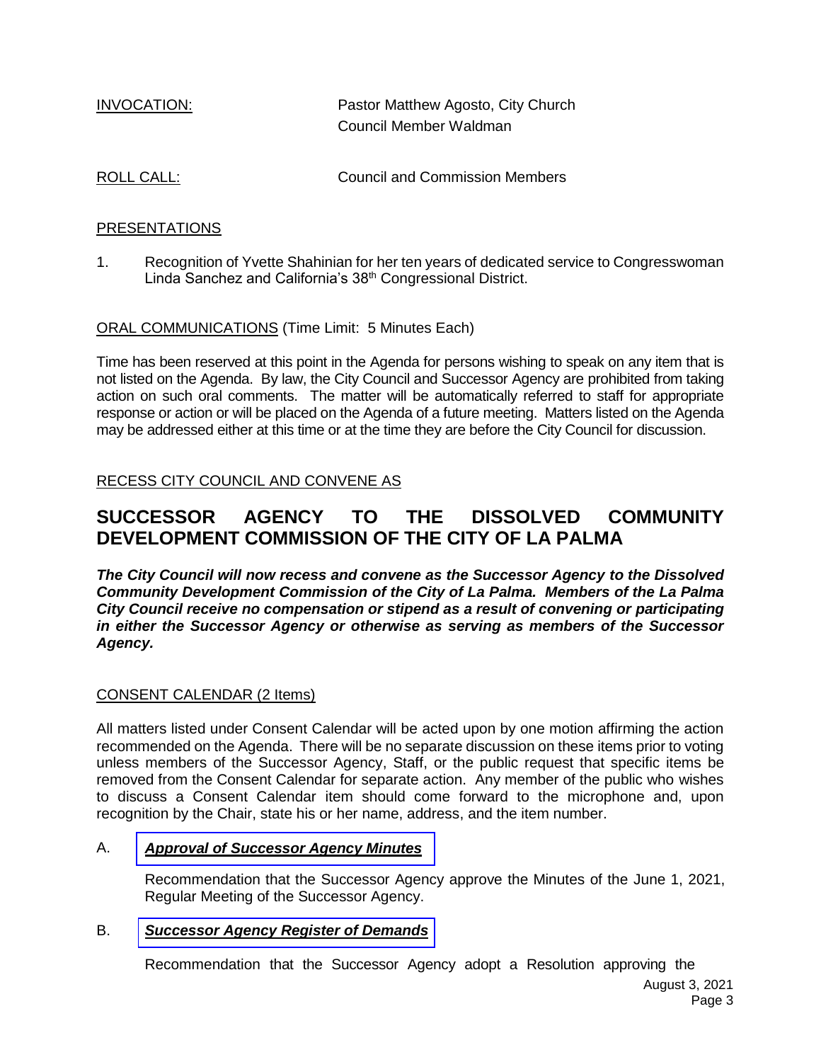INVOCATION: Pastor Matthew Agosto, City Church
Council Member Waldman

ROLL CALL: Council and Commission Members

PRESENTATIONS

1. Recognition of Yvette Shahinian for her ten years of dedicated service to Congresswoman Linda Sanchez and California's 38th Congressional District.

ORAL COMMUNICATIONS (Time Limit: 5 Minutes Each)

Time has been reserved at this point in the Agenda for persons wishing to speak on any item that is not listed on the Agenda. By law, the City Council and Successor Agency are prohibited from taking action on such oral comments. The matter will be automatically referred to staff for appropriate response or action or will be placed on the Agenda of a future meeting. Matters listed on the Agenda may be addressed either at this time or at the time they are before the City Council for discussion.

RECESS CITY COUNCIL AND CONVENE AS

# SUCCESSOR AGENCY TO THE DISSOLVED COMMUNITY DEVELOPMENT COMMISSION OF THE CITY OF LA PALMA

***The City Council will now recess and convene as the Successor Agency to the Dissolved Community Development Commission of the City of La Palma. Members of the La Palma City Council receive no compensation or stipend as a result of convening or participating in either the Successor Agency or otherwise as serving as members of the Successor Agency.***

CONSENT CALENDAR (2 Items)

All matters listed under Consent Calendar will be acted upon by one motion affirming the action recommended on the Agenda. There will be no separate discussion on these items prior to voting unless members of the Successor Agency, Staff, or the public request that specific items be removed from the Consent Calendar for separate action. Any member of the public who wishes to discuss a Consent Calendar item should come forward to the microphone and, upon recognition by the Chair, state his or her name, address, and the item number.

A. ***Approval of Successor Agency Minutes***

Recommendation that the Successor Agency approve the Minutes of the June 1, 2021, Regular Meeting of the Successor Agency.

B. ***Successor Agency Register of Demands***

Recommendation that the Successor Agency adopt a Resolution approving the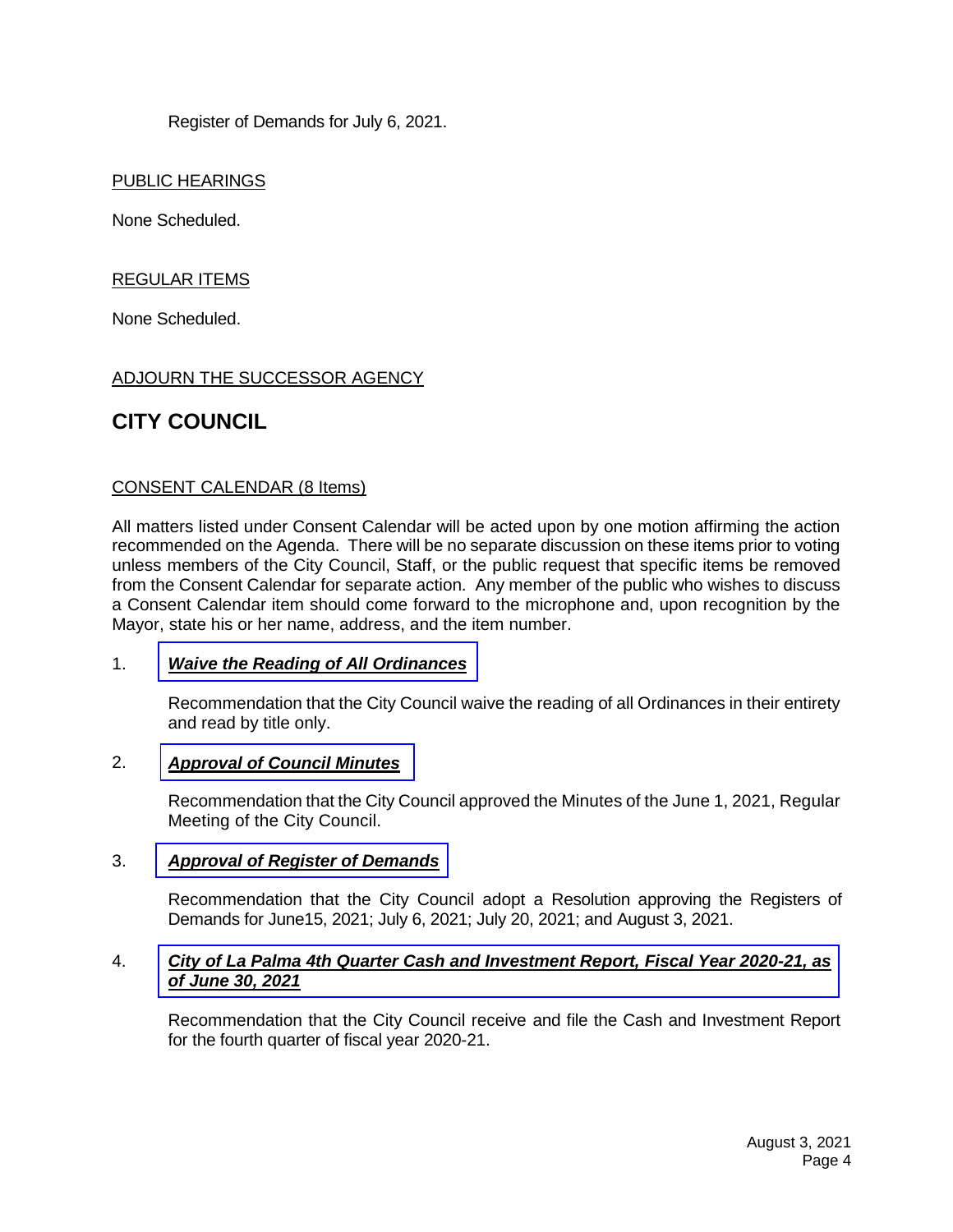Register of Demands for July 6, 2021.

PUBLIC HEARINGS

None Scheduled.

REGULAR ITEMS

None Scheduled.

ADJOURN THE SUCCESSOR AGENCY

## CITY COUNCIL

CONSENT CALENDAR (8 Items)

All matters listed under Consent Calendar will be acted upon by one motion affirming the action recommended on the Agenda. There will be no separate discussion on these items prior to voting unless members of the City Council, Staff, or the public request that specific items be removed from the Consent Calendar for separate action. Any member of the public who wishes to discuss a Consent Calendar item should come forward to the microphone and, upon recognition by the Mayor, state his or her name, address, and the item number.

1. ***Waive the Reading of All Ordinances***

   Recommendation that the City Council waive the reading of all Ordinances in their entirety and read by title only.

2. ***Approval of Council Minutes***

   Recommendation that the City Council approved the Minutes of the June 1, 2021, Regular Meeting of the City Council.

3. ***Approval of Register of Demands***

   Recommendation that the City Council adopt a Resolution approving the Registers of Demands for June15, 2021; July 6, 2021; July 20, 2021; and August 3, 2021.

4. ***City of La Palma 4th Quarter Cash and Investment Report, Fiscal Year 2020-21, as of June 30, 2021***

   Recommendation that the City Council receive and file the Cash and Investment Report for the fourth quarter of fiscal year 2020-21.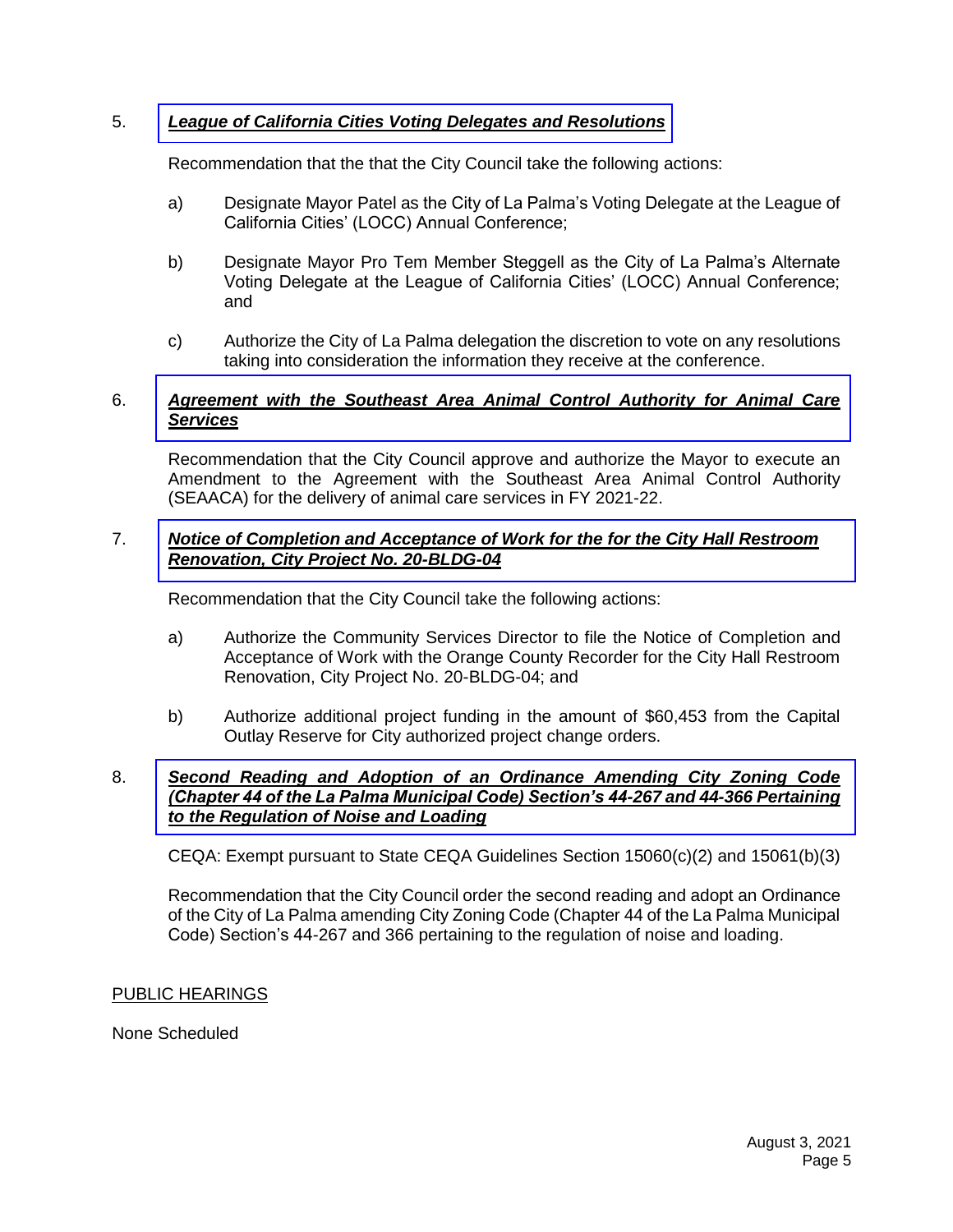5. ***League of California Cities Voting Delegates and Resolutions***

   Recommendation that the that the City Council take the following actions:

   a) Designate Mayor Patel as the City of La Palma's Voting Delegate at the League of California Cities' (LOCC) Annual Conference;

   b) Designate Mayor Pro Tem Member Steggell as the City of La Palma's Alternate Voting Delegate at the League of California Cities' (LOCC) Annual Conference; and

   c) Authorize the City of La Palma delegation the discretion to vote on any resolutions taking into consideration the information they receive at the conference.

6. ***Agreement with the Southeast Area Animal Control Authority for Animal Care Services***

   Recommendation that the City Council approve and authorize the Mayor to execute an Amendment to the Agreement with the Southeast Area Animal Control Authority (SEAACA) for the delivery of animal care services in FY 2021-22.

7. ***Notice of Completion and Acceptance of Work for the for the City Hall Restroom Renovation, City Project No. 20-BLDG-04***

   Recommendation that the City Council take the following actions:

   a) Authorize the Community Services Director to file the Notice of Completion and Acceptance of Work with the Orange County Recorder for the City Hall Restroom Renovation, City Project No. 20-BLDG-04; and

   b) Authorize additional project funding in the amount of $60,453 from the Capital Outlay Reserve for City authorized project change orders.

8. ***Second Reading and Adoption of an Ordinance Amending City Zoning Code (Chapter 44 of the La Palma Municipal Code) Section's 44-267 and 44-366 Pertaining to the Regulation of Noise and Loading***

   CEQA: Exempt pursuant to State CEQA Guidelines Section 15060(c)(2) and 15061(b)(3)

   Recommendation that the City Council order the second reading and adopt an Ordinance of the City of La Palma amending City Zoning Code (Chapter 44 of the La Palma Municipal Code) Section's 44-267 and 366 pertaining to the regulation of noise and loading.

PUBLIC HEARINGS

None Scheduled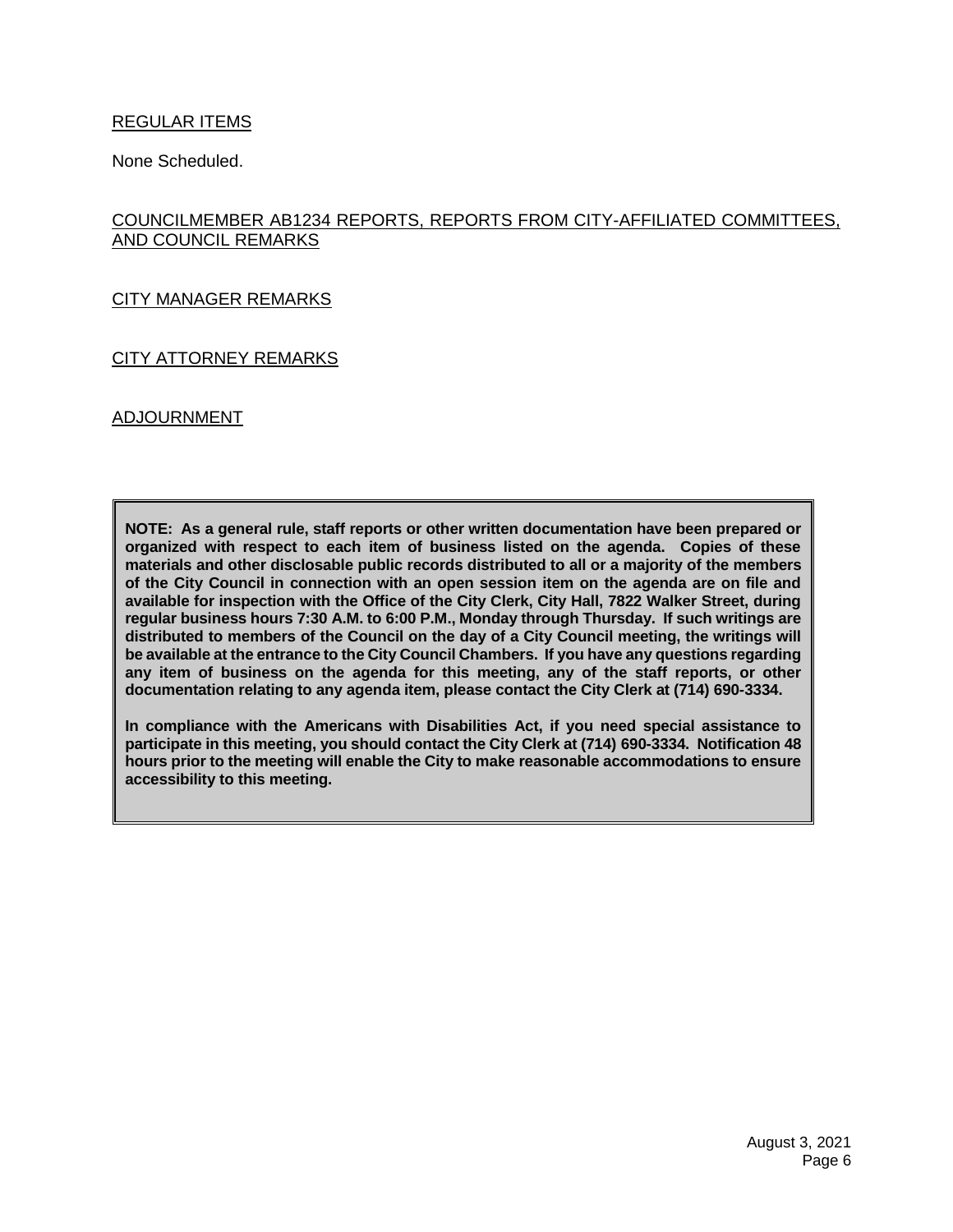## REGULAR ITEMS

None Scheduled.

## COUNCILMEMBER AB1234 REPORTS, REPORTS FROM CITY-AFFILIATED COMMITTEES, AND COUNCIL REMARKS

## CITY MANAGER REMARKS

## CITY ATTORNEY REMARKS

## ADJOURNMENT

**NOTE: As a general rule, staff reports or other written documentation have been prepared or organized with respect to each item of business listed on the agenda. Copies of these materials and other disclosable public records distributed to all or a majority of the members of the City Council in connection with an open session item on the agenda are on file and available for inspection with the Office of the City Clerk, City Hall, 7822 Walker Street, during regular business hours 7:30 A.M. to 6:00 P.M., Monday through Thursday. If such writings are distributed to members of the Council on the day of a City Council meeting, the writings will be available at the entrance to the City Council Chambers. If you have any questions regarding any item of business on the agenda for this meeting, any of the staff reports, or other documentation relating to any agenda item, please contact the City Clerk at (714) 690-3334.**

**In compliance with the Americans with Disabilities Act, if you need special assistance to participate in this meeting, you should contact the City Clerk at (714) 690-3334. Notification 48 hours prior to the meeting will enable the City to make reasonable accommodations to ensure accessibility to this meeting.**